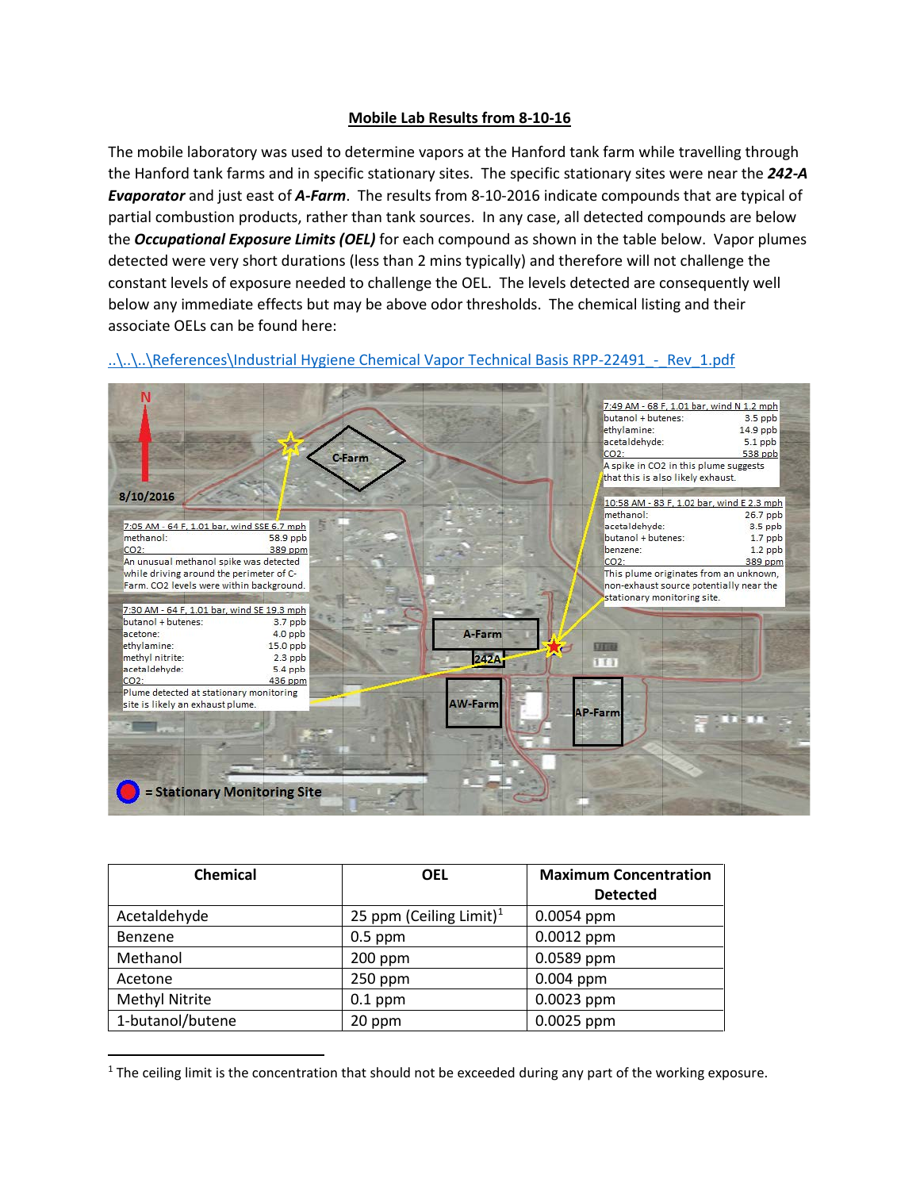# Mobile Lab Results from 8-10-16

The mobile laboratory was used to determine vapors at the Hanford tank farm while travelling through the Hanford tank farms and in specific stationary sites. The specific stationary sites were near the ***242-A Evaporator*** and just east of ***A-Farm***. The results from 8-10-2016 indicate compounds that are typical of partial combustion products, rather than tank sources. In any case, all detected compounds are below the ***Occupational Exposure Limits (OEL)*** for each compound as shown in the table below. Vapor plumes detected were very short durations (less than 2 mins typically) and therefore will not challenge the constant levels of exposure needed to challenge the OEL. The levels detected are consequently well below any immediate effects but may be above odor thresholds. The chemical listing and their associate OELs can be found here:

..\..\..\References\Industrial Hygiene Chemical Vapor Technical Basis RPP-22491_-_Rev_1.pdf

N

8/10/2016

C-Farm

A-Farm

242A

AW-Farm

AP-Farm

7:05 AM - 64 F, 1.01 bar, wind SSE 6.7 mph

| | |
|---|---|
| methanol: | 58.9 ppb |
| $CO_2$: | 389 ppm |

An unusual methanol spike was detected while driving around the perimeter of C-Farm. $CO_2$ levels were within background.

7:30 AM - 64 F, 1.01 bar, wind SE 19.3 mph

| | |
|---|---|
| butanol + butenes: | 3.7 ppb |
| acetone: | 4.0 ppb |
| ethylamine: | 15.0 ppb |
| methyl nitrite: | 2.3 ppb |
| acetaldehyde: | 5.4 ppb |
| $CO_2$: | 436 ppm |

Plume detected at stationary monitoring site is likely an exhaust plume.

7:49 AM - 68 F, 1.01 bar, wind N 1.2 mph

| | |
|---|---|
| butanol + butenes: | 3.5 ppb |
| ethylamine: | 14.9 ppb |
| acetaldehyde: | 5.1 ppb |
| $CO_2$: | 538 ppb |

A spike in $CO_2$ in this plume suggests that this is also likely exhaust.

10:58 AM - 83 F, 1.02 bar, wind E 2.3 mph

| | |
|---|---|
| methanol: | 26.7 ppb |
| acetaldehyde: | 3.5 ppb |
| butanol + butenes: | 1.7 ppb |
| benzene: | 1.2 ppb |
| $CO_2$: | 389 ppm |

This plume originates from an unknown, non-exhaust source potentially near the stationary monitoring site.

= Stationary Monitoring Site

| Chemical | OEL | Maximum Concentration Detected |
|---|---|---|
| Acetaldehyde | 25 ppm (Ceiling Limit)[1] | 0.0054 ppm |
| Benzene | 0.5 ppm | 0.0012 ppm |
| Methanol | 200 ppm | 0.0589 ppm |
| Acetone | 250 ppm | 0.004 ppm |
| Methyl Nitrite | 0.1 ppm | 0.0023 ppm |
| 1-butanol/butene | 20 ppm | 0.0025 ppm |

[1] The ceiling limit is the concentration that should not be exceeded during any part of the working exposure.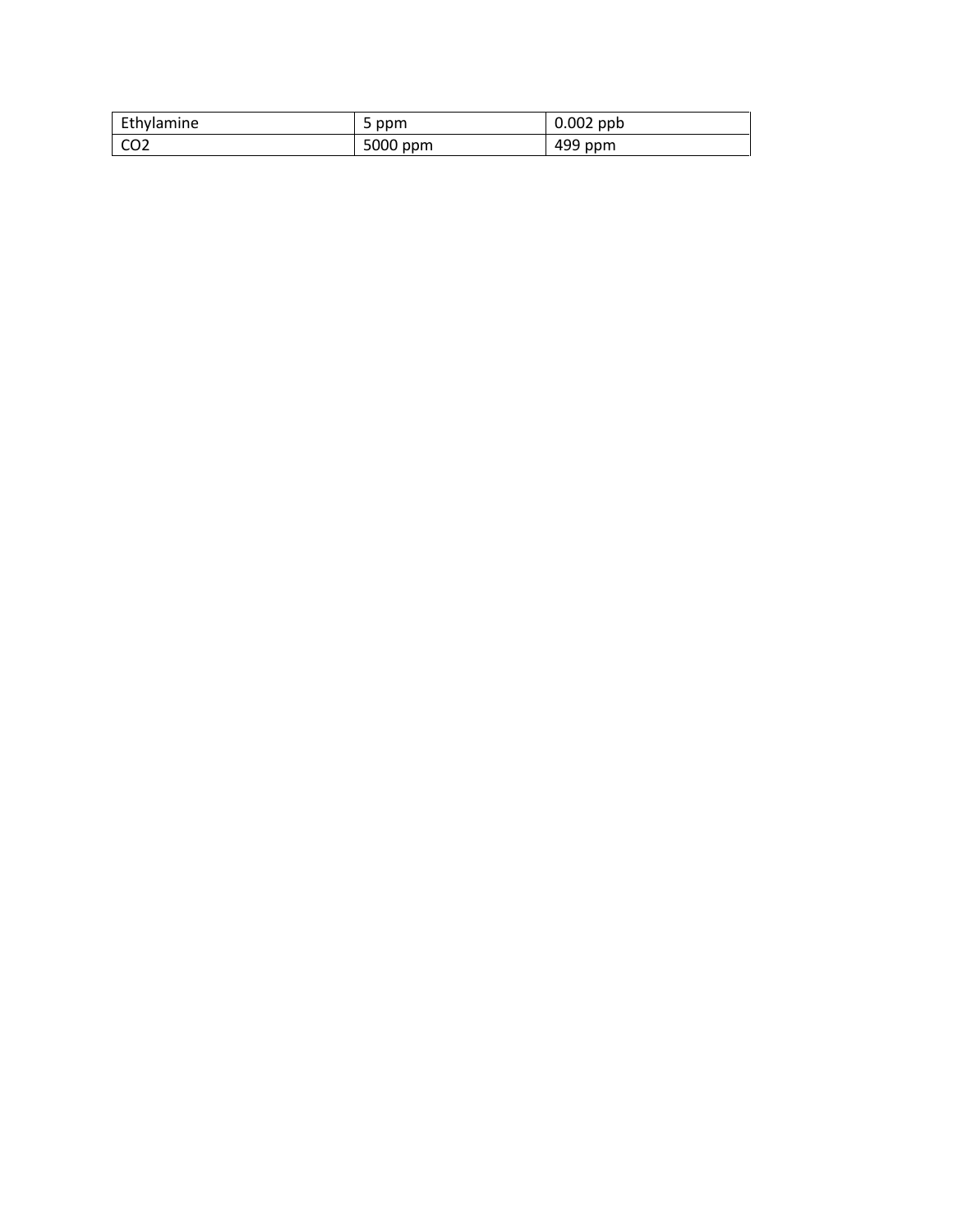| | | |
|---|---|---|
| Ethylamine | 5 ppm | 0.002 ppb |
| $CO_2$ | 5000 ppm | 499 ppm |